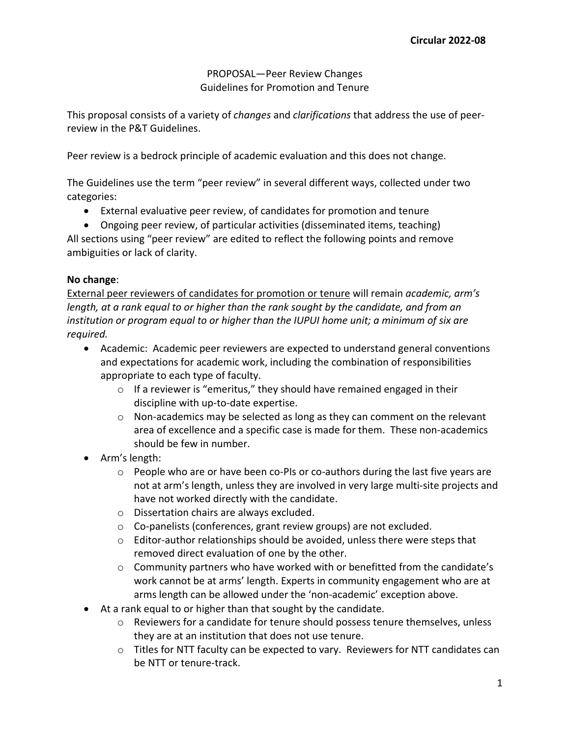**Circular 2022-08**

PROPOSAL—Peer Review Changes
Guidelines for Promotion and Tenure

This proposal consists of a variety of *changes* and *clarifications* that address the use of peer-review in the P&T Guidelines.

Peer review is a bedrock principle of academic evaluation and this does not change.

The Guidelines use the term "peer review" in several different ways, collected under two categories:

- External evaluative peer review, of candidates for promotion and tenure
- Ongoing peer review, of particular activities (disseminated items, teaching)

All sections using "peer review" are edited to reflect the following points and remove ambiguities or lack of clarity.

**No change**:

<u>External peer reviewers of candidates for promotion or tenure</u> will remain *academic, arm's length, at a rank equal to or higher than the rank sought by the candidate, and from an institution or program equal to or higher than the IUPUI home unit; a minimum of six are required.*

- Academic: Academic peer reviewers are expected to understand general conventions and expectations for academic work, including the combination of responsibilities appropriate to each type of faculty.
  - If a reviewer is "emeritus," they should have remained engaged in their discipline with up-to-date expertise.
  - Non-academics may be selected as long as they can comment on the relevant area of excellence and a specific case is made for them. These non-academics should be few in number.
- Arm's length:
  - People who are or have been co-PIs or co-authors during the last five years are not at arm's length, unless they are involved in very large multi-site projects and have not worked directly with the candidate.
  - Dissertation chairs are always excluded.
  - Co-panelists (conferences, grant review groups) are not excluded.
  - Editor-author relationships should be avoided, unless there were steps that removed direct evaluation of one by the other.
  - Community partners who have worked with or benefitted from the candidate's work cannot be at arms' length. Experts in community engagement who are at arms length can be allowed under the 'non-academic' exception above.
- At a rank equal to or higher than that sought by the candidate.
  - Reviewers for a candidate for tenure should possess tenure themselves, unless they are at an institution that does not use tenure.
  - Titles for NTT faculty can be expected to vary. Reviewers for NTT candidates can be NTT or tenure-track.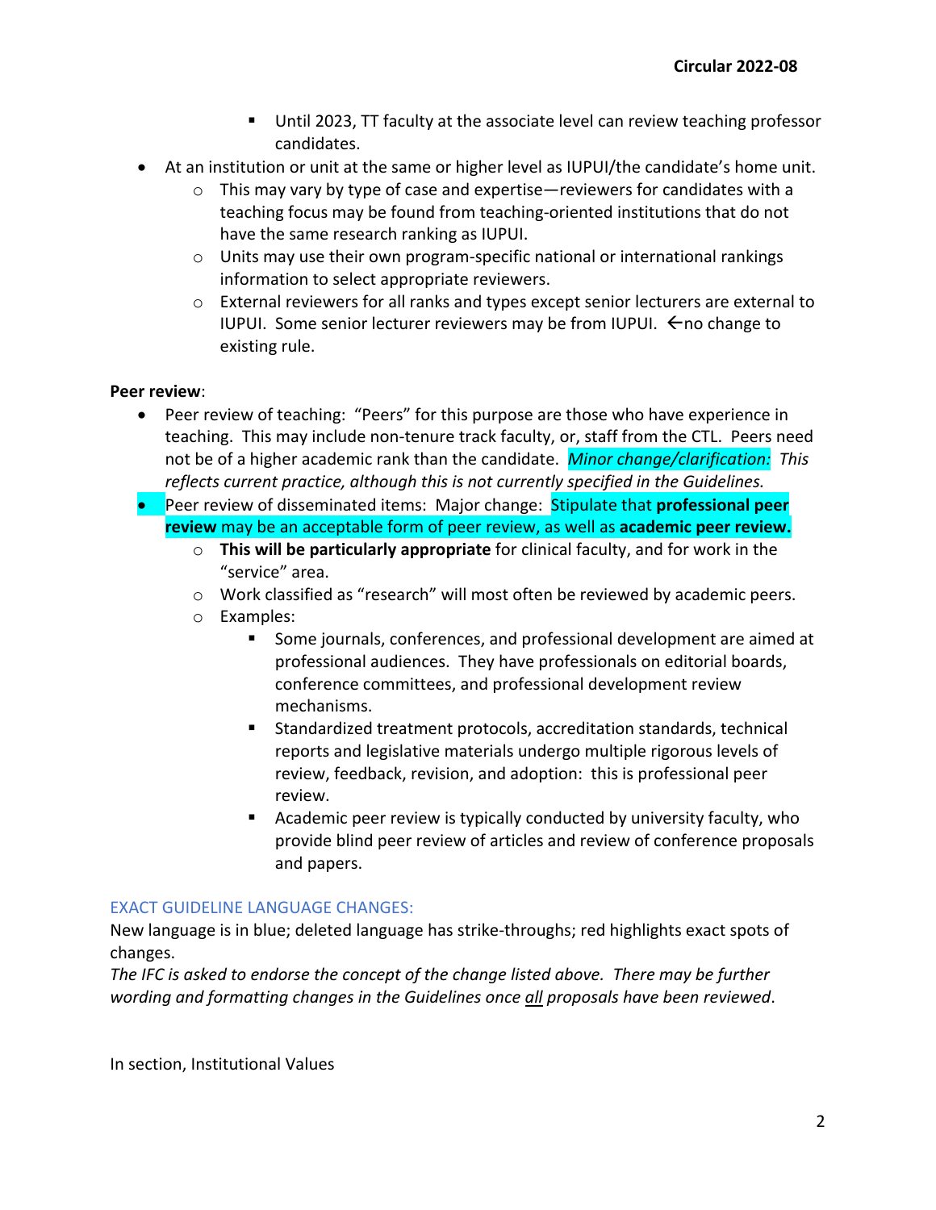- Until 2023, TT faculty at the associate level can review teaching professor candidates.
- At an institution or unit at the same or higher level as IUPUI/the candidate's home unit.
    - This may vary by type of case and expertise—reviewers for candidates with a teaching focus may be found from teaching-oriented institutions that do not have the same research ranking as IUPUI.
    - Units may use their own program-specific national or international rankings information to select appropriate reviewers.
    - External reviewers for all ranks and types except senior lecturers are external to IUPUI. Some senior lecturer reviewers may be from IUPUI. ←no change to existing rule.

**Peer review**:

- Peer review of teaching: "Peers" for this purpose are those who have experience in teaching. This may include non-tenure track faculty, or, staff from the CTL. Peers need not be of a higher academic rank than the candidate. *Minor change/clarification: This reflects current practice, although this is not currently specified in the Guidelines.*
- Peer review of disseminated items: Major change: Stipulate that **professional peer review** may be an acceptable form of peer review, as well as **academic peer review.**
    - **This will be particularly appropriate** for clinical faculty, and for work in the "service" area.
    - Work classified as "research" will most often be reviewed by academic peers.
    - Examples:
        - Some journals, conferences, and professional development are aimed at professional audiences. They have professionals on editorial boards, conference committees, and professional development review mechanisms.
        - Standardized treatment protocols, accreditation standards, technical reports and legislative materials undergo multiple rigorous levels of review, feedback, revision, and adoption: this is professional peer review.
        - Academic peer review is typically conducted by university faculty, who provide blind peer review of articles and review of conference proposals and papers.

EXACT GUIDELINE LANGUAGE CHANGES:

New language is in blue; deleted language has strike-throughs; red highlights exact spots of changes.

*The IFC is asked to endorse the concept of the change listed above. There may be further wording and formatting changes in the Guidelines once all proposals have been reviewed.*

In section, Institutional Values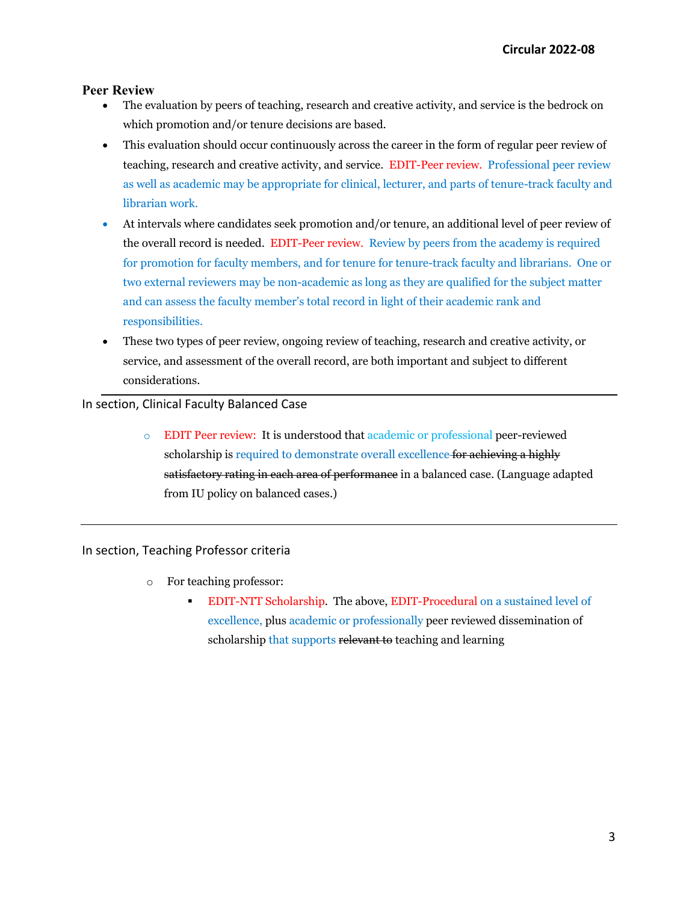### Peer Review

- The evaluation by peers of teaching, research and creative activity, and service is the bedrock on which promotion and/or tenure decisions are based.
- This evaluation should occur continuously across the career in the form of regular peer review of teaching, research and creative activity, and service. EDIT-Peer review. Professional peer review as well as academic may be appropriate for clinical, lecturer, and parts of tenure-track faculty and librarian work.
- At intervals where candidates seek promotion and/or tenure, an additional level of peer review of the overall record is needed. EDIT-Peer review. Review by peers from the academy is required for promotion for faculty members, and for tenure for tenure-track faculty and librarians. One or two external reviewers may be non-academic as long as they are qualified for the subject matter and can assess the faculty member's total record in light of their academic rank and responsibilities.
- These two types of peer review, ongoing review of teaching, research and creative activity, or service, and assessment of the overall record, are both important and subject to different considerations.

---

In section, Clinical Faculty Balanced Case

- EDIT Peer review: It is understood that academic or professional peer-reviewed scholarship is required to demonstrate overall excellence ~~for achieving a highly satisfactory rating in each area of performance~~ in a balanced case. (Language adapted from IU policy on balanced cases.)

---

In section, Teaching Professor criteria

- For teaching professor:
  - EDIT-NTT Scholarship. The above, EDIT-Procedural on a sustained level of excellence, plus academic or professionally peer reviewed dissemination of scholarship that supports ~~relevant to~~ teaching and learning